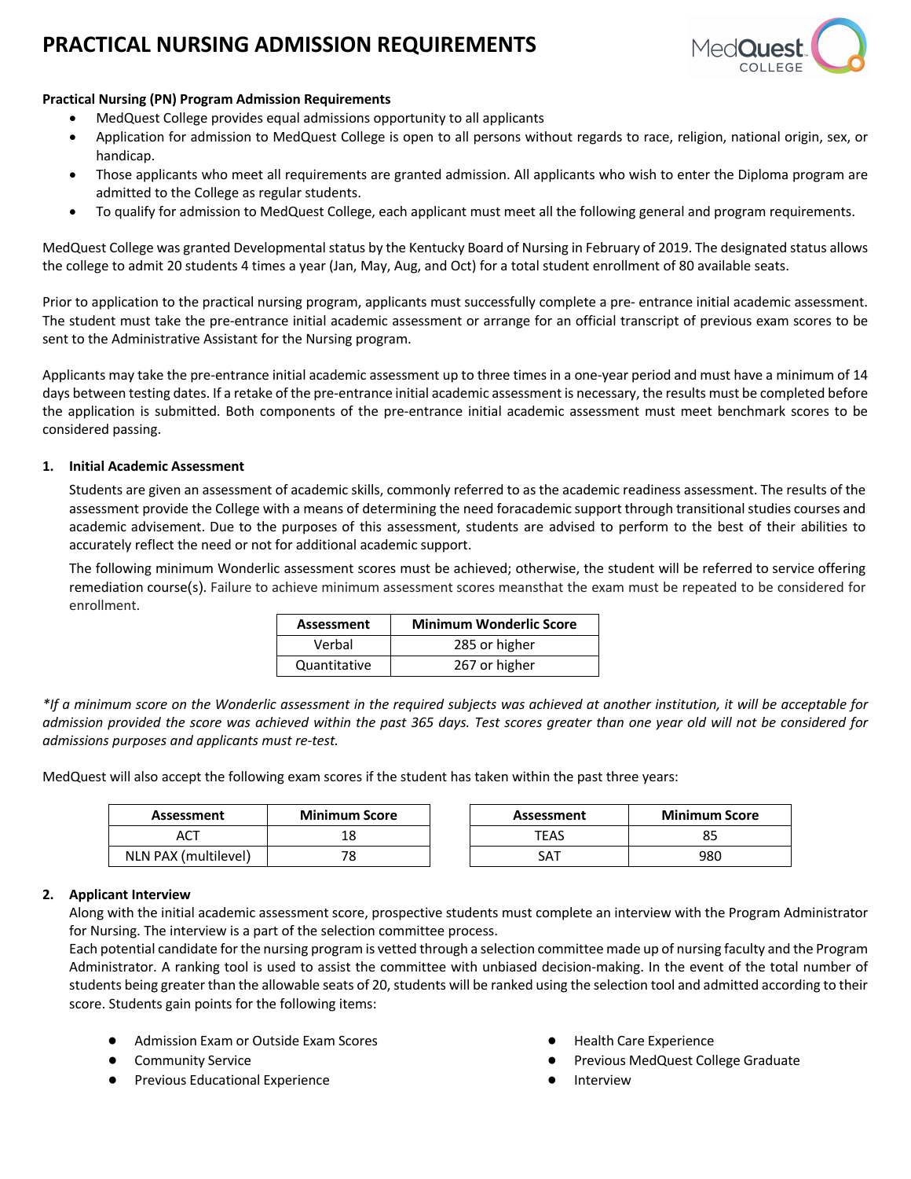# PRACTICAL NURSING ADMISSION REQUIREMENTS

**Practical Nursing (PN) Program Admission Requirements**

- MedQuest College provides equal admissions opportunity to all applicants
- Application for admission to MedQuest College is open to all persons without regards to race, religion, national origin, sex, or handicap.
- Those applicants who meet all requirements are granted admission. All applicants who wish to enter the Diploma program are admitted to the College as regular students.
- To qualify for admission to MedQuest College, each applicant must meet all the following general and program requirements.

MedQuest College was granted Developmental status by the Kentucky Board of Nursing in February of 2019. The designated status allows the college to admit 20 students 4 times a year (Jan, May, Aug, and Oct) for a total student enrollment of 80 available seats.

Prior to application to the practical nursing program, applicants must successfully complete a pre- entrance initial academic assessment. The student must take the pre-entrance initial academic assessment or arrange for an official transcript of previous exam scores to be sent to the Administrative Assistant for the Nursing program.

Applicants may take the pre-entrance initial academic assessment up to three times in a one-year period and must have a minimum of 14 days between testing dates. If a retake of the pre-entrance initial academic assessment is necessary, the results must be completed before the application is submitted. Both components of the pre-entrance initial academic assessment must meet benchmark scores to be considered passing.

**1. Initial Academic Assessment**

Students are given an assessment of academic skills, commonly referred to as the academic readiness assessment. The results of the assessment provide the College with a means of determining the need foracademic support through transitional studies courses and academic advisement. Due to the purposes of this assessment, students are advised to perform to the best of their abilities to accurately reflect the need or not for additional academic support.

The following minimum Wonderlic assessment scores must be achieved; otherwise, the student will be referred to service offering remediation course(s). Failure to achieve minimum assessment scores meansthat the exam must be repeated to be considered for enrollment.

| Assessment | Minimum Wonderlic Score |
|---|---|
| Verbal | 285 or higher |
| Quantitative | 267 or higher |

*\*If a minimum score on the Wonderlic assessment in the required subjects was achieved at another institution, it will be acceptable for admission provided the score was achieved within the past 365 days. Test scores greater than one year old will not be considered for admissions purposes and applicants must re-test.*

MedQuest will also accept the following exam scores if the student has taken within the past three years:

| Assessment | Minimum Score |
|---|---|
| ACT | 18 |
| NLN PAX (multilevel) | 78 |

| Assessment | Minimum Score |
|---|---|
| TEAS | 85 |
| SAT | 980 |

**2. Applicant Interview**

Along with the initial academic assessment score, prospective students must complete an interview with the Program Administrator for Nursing. The interview is a part of the selection committee process.

Each potential candidate for the nursing program is vetted through a selection committee made up of nursing faculty and the Program Administrator. A ranking tool is used to assist the committee with unbiased decision-making. In the event of the total number of students being greater than the allowable seats of 20, students will be ranked using the selection tool and admitted according to their score. Students gain points for the following items:

- Admission Exam or Outside Exam Scores
- Community Service
- Previous Educational Experience
- Health Care Experience
- Previous MedQuest College Graduate
- Interview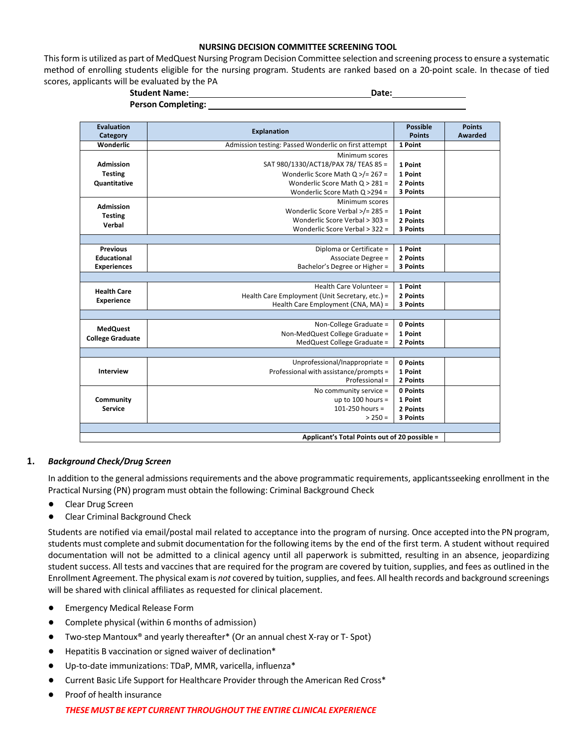**NURSING DECISION COMMITTEE SCREENING TOOL**

This form is utilized as part of MedQuest Nursing Program Decision Committee selection and screening process to ensure a systematic method of enrolling students eligible for the nursing program. Students are ranked based on a 20-point scale. In thecase of tied scores, applicants will be evaluated by the PA

**Student Name:**\_\_\_\_\_\_\_\_\_\_\_\_\_\_\_\_\_\_\_\_\_\_\_\_\_\_\_\_\_\_\_\_ **Date:**\_\_\_\_\_\_\_\_\_\_\_\_\_\_

**Person Completing:** \_\_\_\_\_\_\_\_\_\_\_\_\_\_\_\_\_\_\_\_\_\_\_\_\_\_\_\_\_\_\_\_\_\_\_\_\_\_\_\_

| Evaluation Category | Explanation | Possible Points | Points Awarded |
|---|---|---|---|
| **Wonderlic** | Admission testing: Passed Wonderlic on first attempt | **1 Point** | |
| **Admission Testing Quantitative** | Minimum scores<br>SAT 980/1330/ACT18/PAX 78/ TEAS 85 =<br>Wonderlic Score Math Q >/= 267 =<br>Wonderlic Score Math Q > 281 =<br>Wonderlic Score Math Q >294 = | <br>**1 Point**<br>**1 Point**<br>**2 Points**<br>**3 Points** | |
| **Admission Testing Verbal** | Minimum scores<br>Wonderlic Score Verbal >/= 285 =<br>Wonderlic Score Verbal > 303 =<br>Wonderlic Score Verbal > 322 = | <br>**1 Point**<br>**2 Points**<br>**3 Points** | |
| | | | |
| **Previous Educational Experiences** | Diploma or Certificate =<br>Associate Degree =<br>Bachelor's Degree or Higher = | **1 Point**<br>**2 Points**<br>**3 Points** | |
| | | | |
| **Health Care Experience** | Health Care Volunteer =<br>Health Care Employment (Unit Secretary, etc.) =<br>Health Care Employment (CNA, MA) = | **1 Point**<br>**2 Points**<br>**3 Points** | |
| | | | |
| **MedQuest College Graduate** | Non-College Graduate =<br>Non-MedQuest College Graduate =<br>MedQuest College Graduate = | **0 Points**<br>**1 Point**<br>**2 Points** | |
| | | | |
| **Interview** | Unprofessional/Inappropriate =<br>Professional with assistance/prompts =<br>Professional = | **0 Points**<br>**1 Point**<br>**2 Points** | |
| **Community Service** | No community service =<br>up to 100 hours =<br>101-250 hours =<br>> 250 = | **0 Points**<br>**1 Point**<br>**2 Points**<br>**3 Points** | |
| | | | |
| | **Applicant's Total Points out of 20 possible =** | | |

1. ***Background Check/Drug Screen***

In addition to the general admissions requirements and the above programmatic requirements, applicantsseeking enrollment in the Practical Nursing (PN) program must obtain the following: Criminal Background Check

- Clear Drug Screen
- Clear Criminal Background Check

Students are notified via email/postal mail related to acceptance into the program of nursing. Once accepted into the PN program, students must complete and submit documentation for the following items by the end of the first term. A student without required documentation will not be admitted to a clinical agency until all paperwork is submitted, resulting in an absence, jeopardizing student success. All tests and vaccines that are required for the program are covered by tuition, supplies, and fees as outlined in the Enrollment Agreement. The physical exam is *not* covered by tuition, supplies, and fees. All health records and background screenings will be shared with clinical affiliates as requested for clinical placement.

- Emergency Medical Release Form
- Complete physical (within 6 months of admission)
- Two-step Mantoux® and yearly thereafter* (Or an annual chest X-ray or T- Spot)
- Hepatitis B vaccination or signed waiver of declination*
- Up-to-date immunizations: TDaP, MMR, varicella, influenza*
- Current Basic Life Support for Healthcare Provider through the American Red Cross*
- Proof of health insurance

***THESE MUST BE KEPT CURRENT THROUGHOUT THE ENTIRE CLINICAL EXPERIENCE***